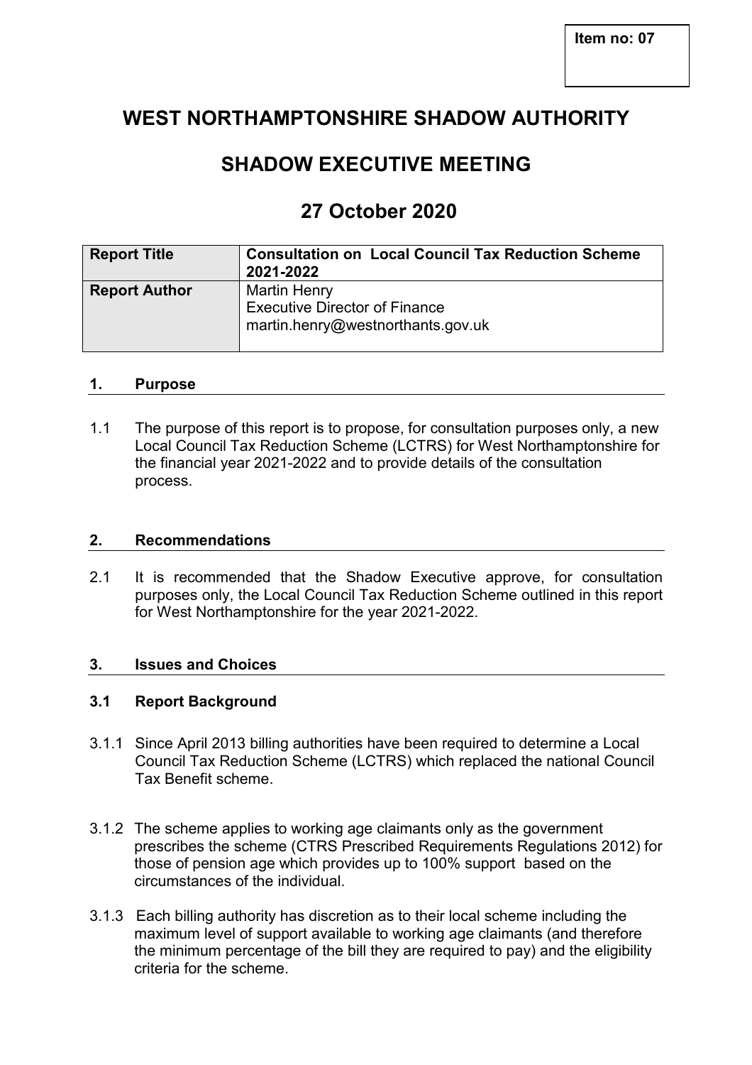**Item no: 07**

# WEST NORTHAMPTONSHIRE SHADOW AUTHORITY

## SHADOW EXECUTIVE MEETING

## 27 October 2020

| **Report Title** | **Consultation on Local Council Tax Reduction Scheme 2021-2022** |
|---|---|
| **Report Author** | Martin Henry<br>Executive Director of Finance<br>martin.henry@westnorthants.gov.uk |

### 1. Purpose

1.1 The purpose of this report is to propose, for consultation purposes only, a new Local Council Tax Reduction Scheme (LCTRS) for West Northamptonshire for the financial year 2021-2022 and to provide details of the consultation process.

### 2. Recommendations

2.1 It is recommended that the Shadow Executive approve, for consultation purposes only, the Local Council Tax Reduction Scheme outlined in this report for West Northamptonshire for the year 2021-2022.

### 3. Issues and Choices

#### 3.1 Report Background

3.1.1 Since April 2013 billing authorities have been required to determine a Local Council Tax Reduction Scheme (LCTRS) which replaced the national Council Tax Benefit scheme.

3.1.2 The scheme applies to working age claimants only as the government prescribes the scheme (CTRS Prescribed Requirements Regulations 2012) for those of pension age which provides up to 100% support based on the circumstances of the individual.

3.1.3 Each billing authority has discretion as to their local scheme including the maximum level of support available to working age claimants (and therefore the minimum percentage of the bill they are required to pay) and the eligibility criteria for the scheme.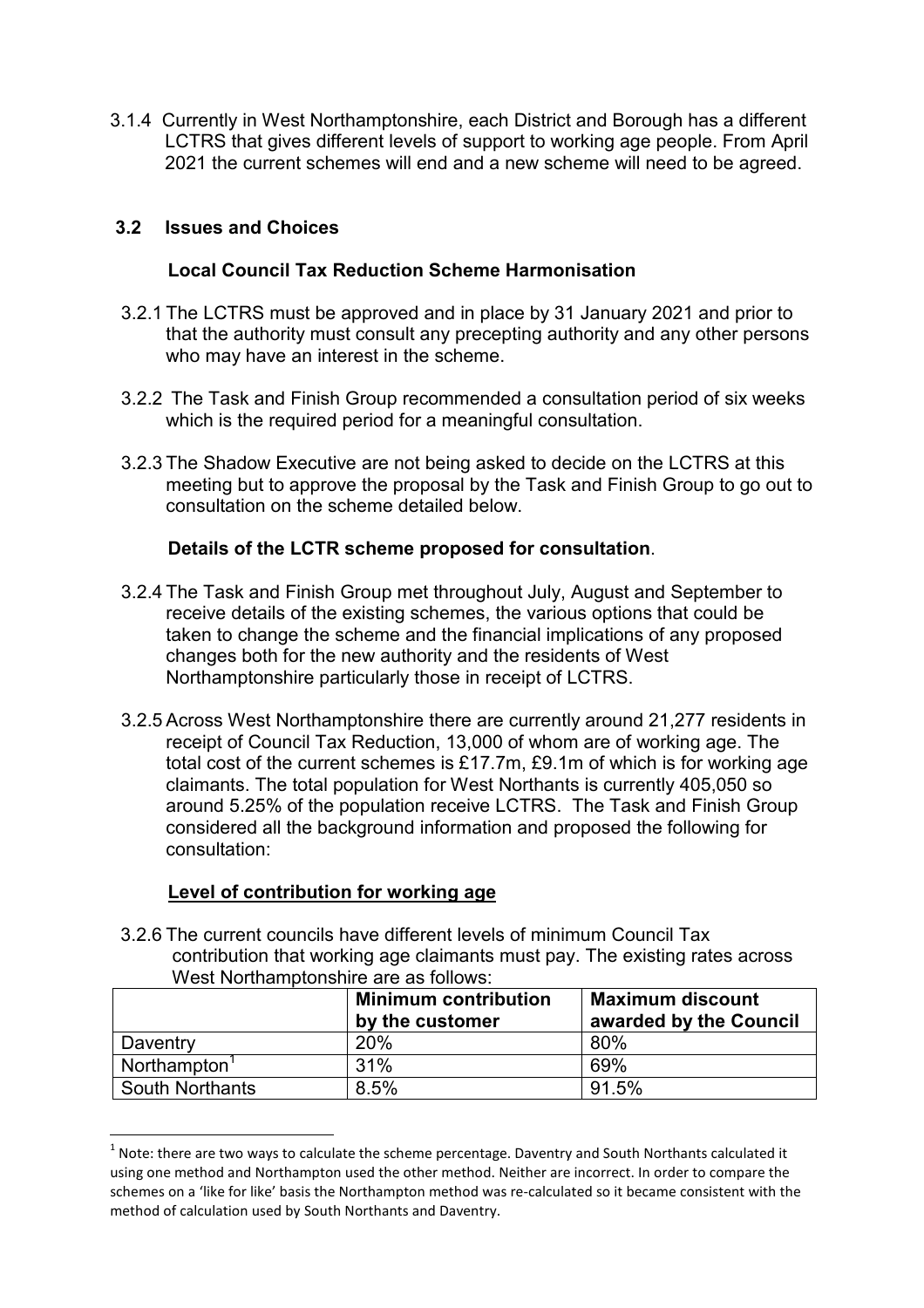3.1.4 Currently in West Northamptonshire, each District and Borough has a different LCTRS that gives different levels of support to working age people. From April 2021 the current schemes will end and a new scheme will need to be agreed.

## 3.2 Issues and Choices

### Local Council Tax Reduction Scheme Harmonisation

3.2.1 The LCTRS must be approved and in place by 31 January 2021 and prior to that the authority must consult any precepting authority and any other persons who may have an interest in the scheme.

3.2.2 The Task and Finish Group recommended a consultation period of six weeks which is the required period for a meaningful consultation.

3.2.3 The Shadow Executive are not being asked to decide on the LCTRS at this meeting but to approve the proposal by the Task and Finish Group to go out to consultation on the scheme detailed below.

### Details of the LCTR scheme proposed for consultation.

3.2.4 The Task and Finish Group met throughout July, August and September to receive details of the existing schemes, the various options that could be taken to change the scheme and the financial implications of any proposed changes both for the new authority and the residents of West Northamptonshire particularly those in receipt of LCTRS.

3.2.5 Across West Northamptonshire there are currently around 21,277 residents in receipt of Council Tax Reduction, 13,000 of whom are of working age. The total cost of the current schemes is £17.7m, £9.1m of which is for working age claimants. The total population for West Northants is currently 405,050 so around 5.25% of the population receive LCTRS. The Task and Finish Group considered all the background information and proposed the following for consultation:

#### <u>Level of contribution for working age</u>

3.2.6 The current councils have different levels of minimum Council Tax contribution that working age claimants must pay. The existing rates across West Northamptonshire are as follows:

| | Minimum contribution by the customer | Maximum discount awarded by the Council |
|---|---|---|
| Daventry | 20% | 80% |
| Northampton[1] | 31% | 69% |
| South Northants | 8.5% | 91.5% |

[1] Note: there are two ways to calculate the scheme percentage. Daventry and South Northants calculated it using one method and Northampton used the other method. Neither are incorrect. In order to compare the schemes on a 'like for like' basis the Northampton method was re-calculated so it became consistent with the method of calculation used by South Northants and Daventry.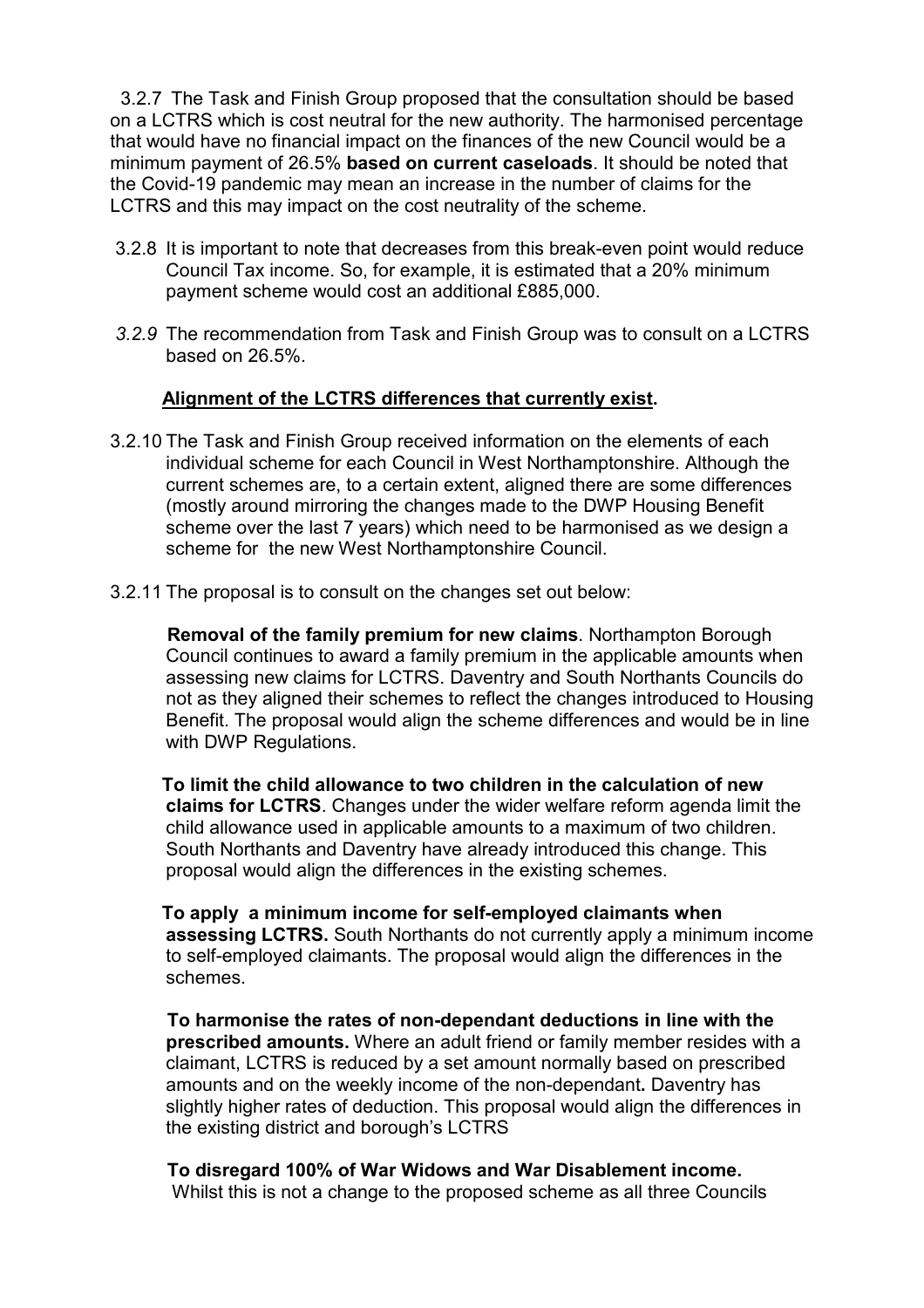3.2.7 The Task and Finish Group proposed that the consultation should be based on a LCTRS which is cost neutral for the new authority. The harmonised percentage that would have no financial impact on the finances of the new Council would be a minimum payment of 26.5% **based on current caseloads**. It should be noted that the Covid-19 pandemic may mean an increase in the number of claims for the LCTRS and this may impact on the cost neutrality of the scheme.

3.2.8 It is important to note that decreases from this break-even point would reduce Council Tax income. So, for example, it is estimated that a 20% minimum payment scheme would cost an additional £885,000.

*3.2.9* The recommendation from Task and Finish Group was to consult on a LCTRS based on 26.5%.

**<u>Alignment of the LCTRS differences that currently exist</u>.**

3.2.10 The Task and Finish Group received information on the elements of each individual scheme for each Council in West Northamptonshire. Although the current schemes are, to a certain extent, aligned there are some differences (mostly around mirroring the changes made to the DWP Housing Benefit scheme over the last 7 years) which need to be harmonised as we design a scheme for the new West Northamptonshire Council.

3.2.11 The proposal is to consult on the changes set out below:

**Removal of the family premium for new claims**. Northampton Borough Council continues to award a family premium in the applicable amounts when assessing new claims for LCTRS. Daventry and South Northants Councils do not as they aligned their schemes to reflect the changes introduced to Housing Benefit. The proposal would align the scheme differences and would be in line with DWP Regulations.

**To limit the child allowance to two children in the calculation of new claims for LCTRS**. Changes under the wider welfare reform agenda limit the child allowance used in applicable amounts to a maximum of two children. South Northants and Daventry have already introduced this change. This proposal would align the differences in the existing schemes.

**To apply a minimum income for self-employed claimants when assessing LCTRS.** South Northants do not currently apply a minimum income to self-employed claimants. The proposal would align the differences in the schemes.

**To harmonise the rates of non-dependant deductions in line with the prescribed amounts.** Where an adult friend or family member resides with a claimant, LCTRS is reduced by a set amount normally based on prescribed amounts and on the weekly income of the non-dependant**.** Daventry has slightly higher rates of deduction. This proposal would align the differences in the existing district and borough's LCTRS

**To disregard 100% of War Widows and War Disablement income.**
Whilst this is not a change to the proposed scheme as all three Councils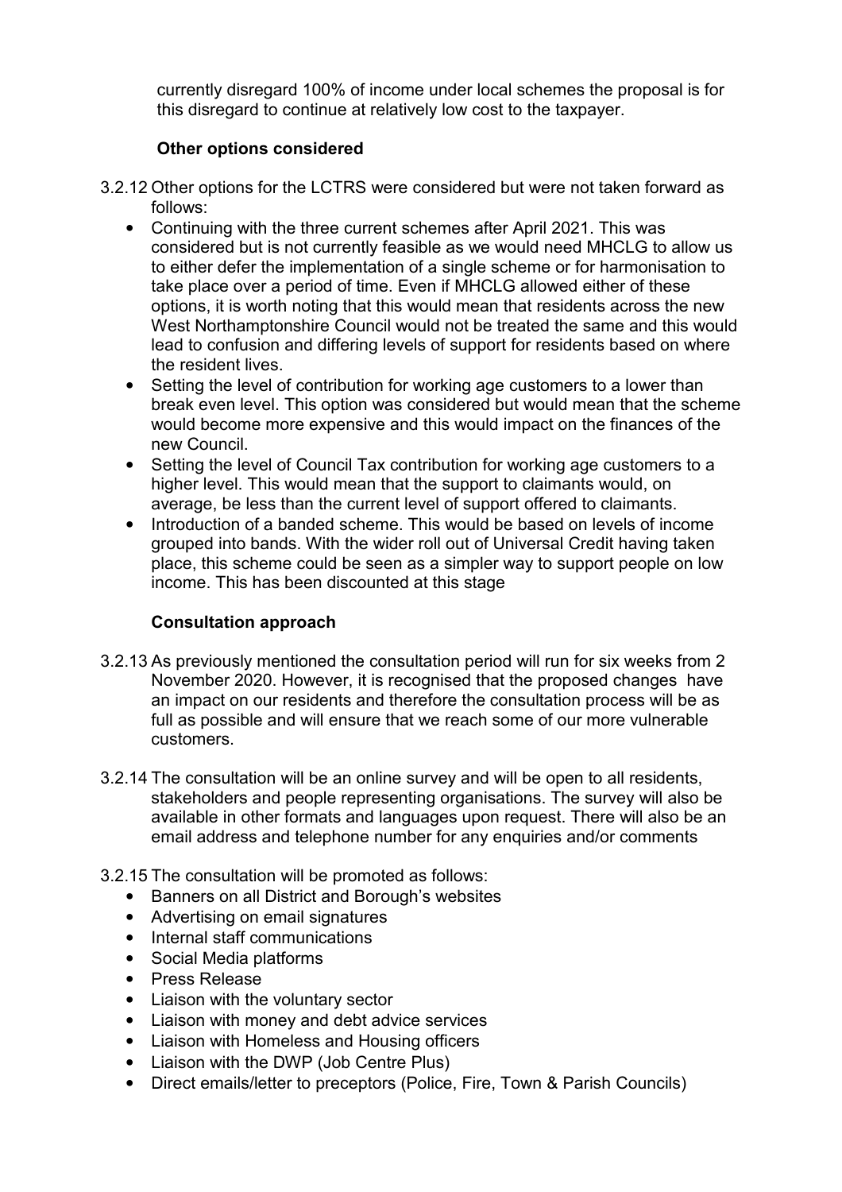currently disregard 100% of income under local schemes the proposal is for this disregard to continue at relatively low cost to the taxpayer.

**Other options considered**

3.2.12 Other options for the LCTRS were considered but were not taken forward as follows:

- Continuing with the three current schemes after April 2021. This was considered but is not currently feasible as we would need MHCLG to allow us to either defer the implementation of a single scheme or for harmonisation to take place over a period of time. Even if MHCLG allowed either of these options, it is worth noting that this would mean that residents across the new West Northamptonshire Council would not be treated the same and this would lead to confusion and differing levels of support for residents based on where the resident lives.
- Setting the level of contribution for working age customers to a lower than break even level. This option was considered but would mean that the scheme would become more expensive and this would impact on the finances of the new Council.
- Setting the level of Council Tax contribution for working age customers to a higher level. This would mean that the support to claimants would, on average, be less than the current level of support offered to claimants.
- Introduction of a banded scheme. This would be based on levels of income grouped into bands. With the wider roll out of Universal Credit having taken place, this scheme could be seen as a simpler way to support people on low income. This has been discounted at this stage

**Consultation approach**

3.2.13 As previously mentioned the consultation period will run for six weeks from 2 November 2020. However, it is recognised that the proposed changes have an impact on our residents and therefore the consultation process will be as full as possible and will ensure that we reach some of our more vulnerable customers.

3.2.14 The consultation will be an online survey and will be open to all residents, stakeholders and people representing organisations. The survey will also be available in other formats and languages upon request. There will also be an email address and telephone number for any enquiries and/or comments

3.2.15 The consultation will be promoted as follows:

- Banners on all District and Borough's websites
- Advertising on email signatures
- Internal staff communications
- Social Media platforms
- Press Release
- Liaison with the voluntary sector
- Liaison with money and debt advice services
- Liaison with Homeless and Housing officers
- Liaison with the DWP (Job Centre Plus)
- Direct emails/letter to preceptors (Police, Fire, Town & Parish Councils)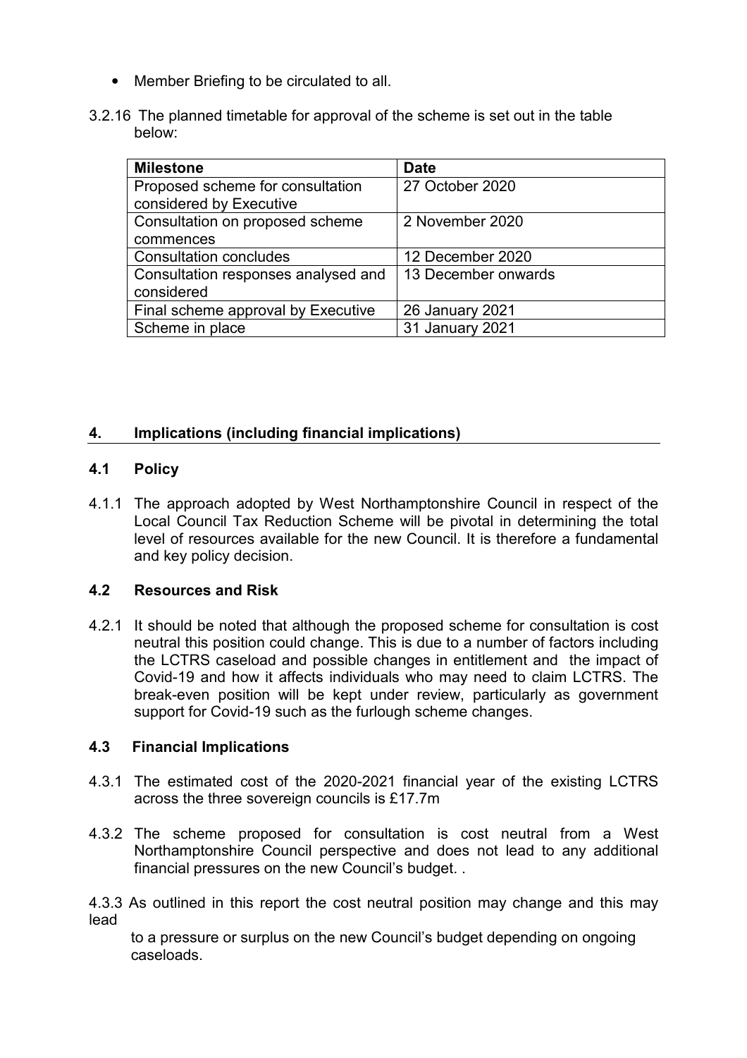- Member Briefing to be circulated to all.

3.2.16 The planned timetable for approval of the scheme is set out in the table below:

| Milestone | Date |
|---|---|
| Proposed scheme for consultation considered by Executive | 27 October 2020 |
| Consultation on proposed scheme commences | 2 November 2020 |
| Consultation concludes | 12 December 2020 |
| Consultation responses analysed and considered | 13 December onwards |
| Final scheme approval by Executive | 26 January 2021 |
| Scheme in place | 31 January 2021 |

## 4. Implications (including financial implications)

### 4.1 Policy

4.1.1 The approach adopted by West Northamptonshire Council in respect of the Local Council Tax Reduction Scheme will be pivotal in determining the total level of resources available for the new Council. It is therefore a fundamental and key policy decision.

### 4.2 Resources and Risk

4.2.1 It should be noted that although the proposed scheme for consultation is cost neutral this position could change. This is due to a number of factors including the LCTRS caseload and possible changes in entitlement and the impact of Covid-19 and how it affects individuals who may need to claim LCTRS. The break-even position will be kept under review, particularly as government support for Covid-19 such as the furlough scheme changes.

### 4.3 Financial Implications

4.3.1 The estimated cost of the 2020-2021 financial year of the existing LCTRS across the three sovereign councils is £17.7m

4.3.2 The scheme proposed for consultation is cost neutral from a West Northamptonshire Council perspective and does not lead to any additional financial pressures on the new Council's budget. .

4.3.3 As outlined in this report the cost neutral position may change and this may lead to a pressure or surplus on the new Council's budget depending on ongoing caseloads.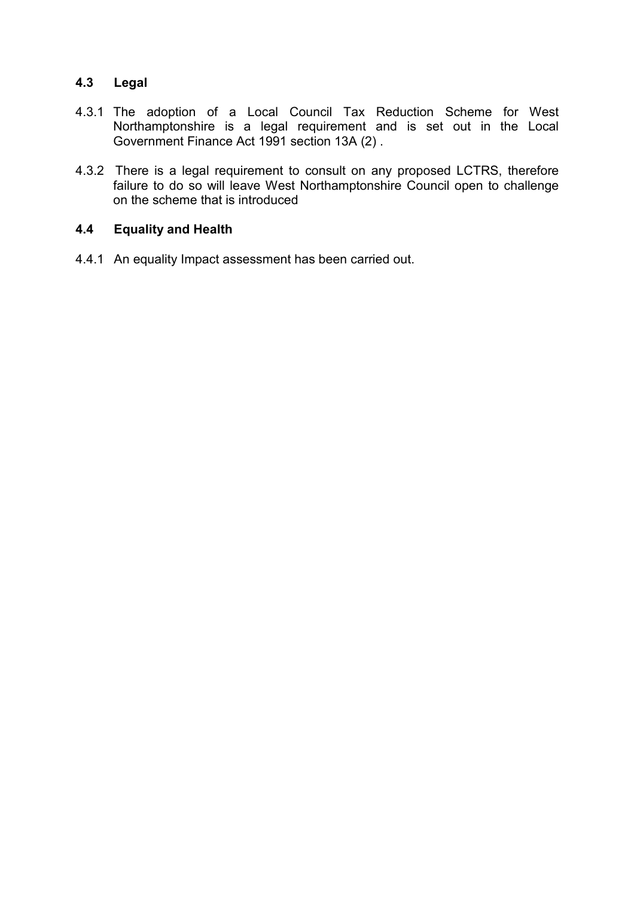### 4.3 Legal

4.3.1 The adoption of a Local Council Tax Reduction Scheme for West Northamptonshire is a legal requirement and is set out in the Local Government Finance Act 1991 section 13A (2) .

4.3.2 There is a legal requirement to consult on any proposed LCTRS, therefore failure to do so will leave West Northamptonshire Council open to challenge on the scheme that is introduced

### 4.4 Equality and Health

4.4.1 An equality Impact assessment has been carried out.